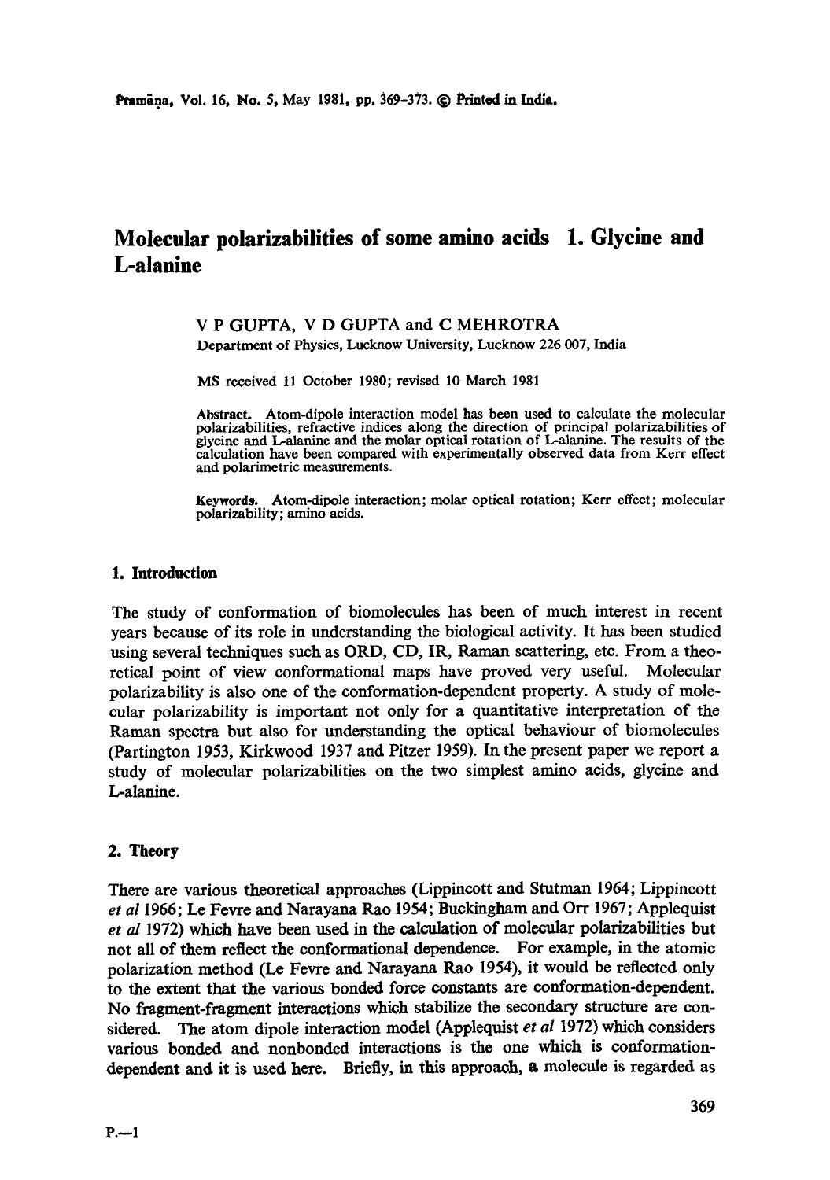# Molecular polarizabilities of some amino acids 1. Glycine and L-alanine

V P GUPTA, V D GUPTA and C MEHROTRA

Department of Physics, Lucknow University, Lucknow 226 007, India

MS received 11 October 1980; revised 10 March 1981

**Abstract.** Atom-dipole interaction model has been used to calculate the molecular polarizabilities, refractive indices along the direction of principal polarizabilities of glycine and L-alanine and the molar optical rotation of L-alanine. The results of the calculation have been compared with experimentally observed data from Kerr effect and polarimetric measurements.

**Keywords.** Atom-dipole interaction; molar optical rotation; Kerr effect; molecular polarizability; amino acids.

## 1. Introduction

The study of conformation of biomolecules has been of much interest in recent years because of its role in understanding the biological activity. It has been studied using several techniques such as ORD, CD, IR, Raman scattering, etc. From a theoretical point of view conformational maps have proved very useful. Molecular polarizability is also one of the conformation-dependent property. A study of molecular polarizability is important not only for a quantitative interpretation of the Raman spectra but also for understanding the optical behaviour of biomolecules (Partington 1953, Kirkwood 1937 and Pitzer 1959). In the present paper we report a study of molecular polarizabilities on the two simplest amino acids, glycine and L-alanine.

## 2. Theory

There are various theoretical approaches (Lippincott and Stutman 1964; Lippincott *et al* 1966; Le Fevre and Narayana Rao 1954; Buckingham and Orr 1967; Applequist *et al* 1972) which have been used in the calculation of molecular polarizabilities but not all of them reflect the conformational dependence. For example, in the atomic polarization method (Le Fevre and Narayana Rao 1954), it would be reflected only to the extent that the various bonded force constants are conformation-dependent. No fragment-fragment interactions which stabilize the secondary structure are considered. The atom dipole interaction model (Applequist *et al* 1972) which considers various bonded and nonbonded interactions is the one which is conformation-dependent and it is used here. Briefly, in this approach, a molecule is regarded as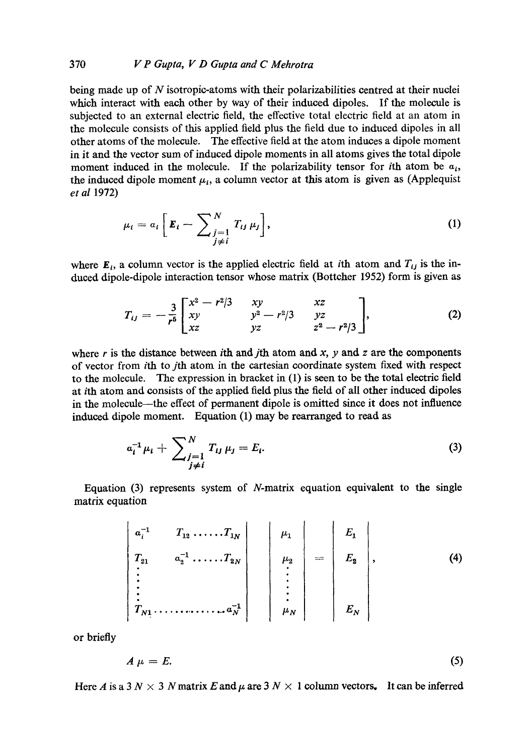being made up of $N$ isotropic-atoms with their polarizabilities centred at their nuclei which interact with each other by way of their induced dipoles. If the molecule is subjected to an external electric field, the effective total electric field at an atom in the molecule consists of this applied field plus the field due to induced dipoles in all other atoms of the molecule. The effective field at the atom induces a dipole moment in it and the vector sum of induced dipole moments in all atoms gives the total dipole moment induced in the molecule. If the polarizability tensor for $i$th atom be $a_i$, the induced dipole moment $\mu_i$, a column vector at this atom is given as (Applequist *et al* 1972)

$$\mu_i = a_i \left[ \boldsymbol{E}_i - \sum_{\substack{j=1 \\ j \neq i}}^{N} T_{ij} \mu_j \right], \tag{1}$$

where $\boldsymbol{E}_i$, a column vector is the applied electric field at $i$th atom and $T_{ij}$ is the induced dipole-dipole interaction tensor whose matrix (Bottcher 1952) form is given as

$$T_{ij} = -\frac{3}{r^5} \begin{bmatrix} x^2 - r^2/3 & xy & xz \\ xy & y^2 - r^2/3 & yz \\ xz & yz & z^2 - r^2/3 \end{bmatrix}, \tag{2}$$

where $r$ is the distance between $i$th and $j$th atom and $x$, $y$ and $z$ are the components of vector from $i$th to $j$th atom in the cartesian coordinate system fixed with respect to the molecule. The expression in bracket in (1) is seen to be the total electric field at $i$th atom and consists of the applied field plus the field of all other induced dipoles in the molecule—the effect of permanent dipole is omitted since it does not influence induced dipole moment. Equation (1) may be rearranged to read as

$$a_i^{-1} \mu_i + \sum_{\substack{j=1 \\ j \neq i}}^{N} T_{ij} \mu_j = E_i. \tag{3}$$

Equation (3) represents system of $N$-matrix equation equivalent to the single matrix equation

$$\begin{vmatrix} a_i^{-1} & T_{12} \ldots\ldots T_{1N} \\ T_{21} & a_2^{-1} \ldots\ldots T_{2N} \\ \vdots & \\ T_{N1} \ldots\ldots\ldots\ldots & a_N^{-1} \end{vmatrix} \begin{vmatrix} \mu_1 \\ \mu_2 \\ \vdots \\ \mu_N \end{vmatrix} = \begin{vmatrix} E_1 \\ E_2 \\ \vdots \\ E_N \end{vmatrix}, \tag{4}$$

or briefly

$$A \mu = E. \tag{5}$$

Here $A$ is a $3N \times 3N$ matrix $E$ and $\mu$ are $3N \times 1$ column vectors. It can be inferred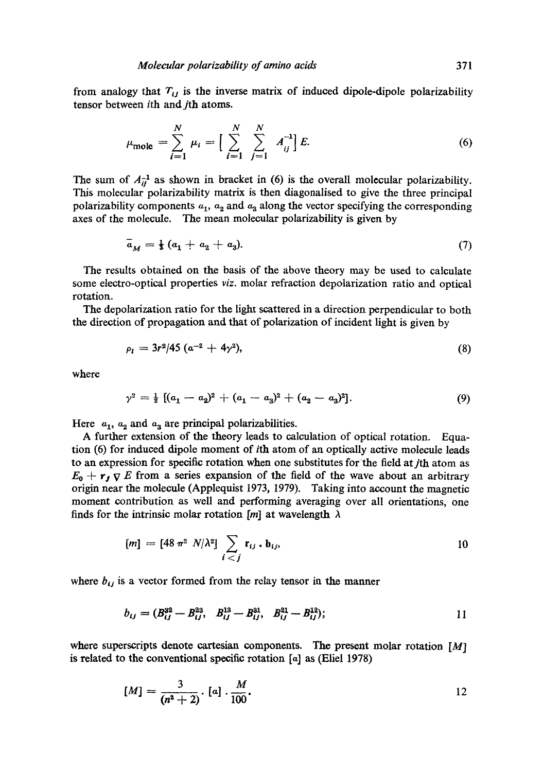from analogy that $T_{ij}$ is the inverse matrix of induced dipole-dipole polarizability tensor between $i$th and $j$th atoms.

$$\mu_{\text{mole}} = \sum_{i=1}^{N} \mu_i = \left[ \sum_{i=1}^{N} \sum_{j=1}^{N} A_{ij}^{-1} \right] E. \tag{6}$$

The sum of $A_{ij}^{-1}$ as shown in bracket in (6) is the overall molecular polarizability. This molecular polarizability matrix is then diagonalised to give the three principal polarizability components $\alpha_1$, $\alpha_2$ and $\alpha_3$ along the vector specifying the corresponding axes of the molecule. The mean molecular polarizability is given by

$$\bar{\alpha}_M = \tfrac{1}{3} (\alpha_1 + \alpha_2 + \alpha_3). \tag{7}$$

The results obtained on the basis of the above theory may be used to calculate some electro-optical properties *viz.* molar refraction depolarization ratio and optical rotation.

The depolarization ratio for the light scattered in a direction perpendicular to both the direction of propagation and that of polarization of incident light is given by

$$\rho_l = 3r^2/45 \, (\alpha^{-2} + 4\gamma^2), \tag{8}$$

where

$$\gamma^2 = \tfrac{1}{2} \left[ (\alpha_1 - \alpha_2)^2 + (\alpha_1 - \alpha_3)^2 + (\alpha_2 - \alpha_3)^2 \right]. \tag{9}$$

Here $\alpha_1$, $\alpha_2$ and $\alpha_3$ are principal polarizabilities.

A further extension of the theory leads to calculation of optical rotation. Equation (6) for induced dipole moment of $i$th atom of an optically active molecule leads to an expression for specific rotation when one substitutes for the field at $j$th atom as $E_0 + r_j \nabla E$ from a series expansion of the field of the wave about an arbitrary origin near the molecule (Applequist 1973, 1979). Taking into account the magnetic moment contribution as well and performing averaging over all orientations, one finds for the intrinsic molar rotation $[m]$ at wavelength $\lambda$

$$[m] = [48\pi^2 N/\lambda^2] \sum_{i<j} \mathbf{r}_{ij} \cdot \mathbf{b}_{ij}, \tag{10}$$

where $b_{ij}$ is a vector formed from the relay tensor in the manner

$$b_{ij} = (B_{ij}^{32} - B_{ij}^{23},\ B_{ij}^{13} - B_{ij}^{31},\ B_{ij}^{21} - B_{ij}^{12}); \tag{11}$$

where superscripts denote cartesian components. The present molar rotation $[M]$ is related to the conventional specific rotation $[\alpha]$ as (Eliel 1978)

$$[M] = \frac{3}{(n^2 + 2)} \cdot [\alpha] \cdot \frac{M}{100}. \tag{12}$$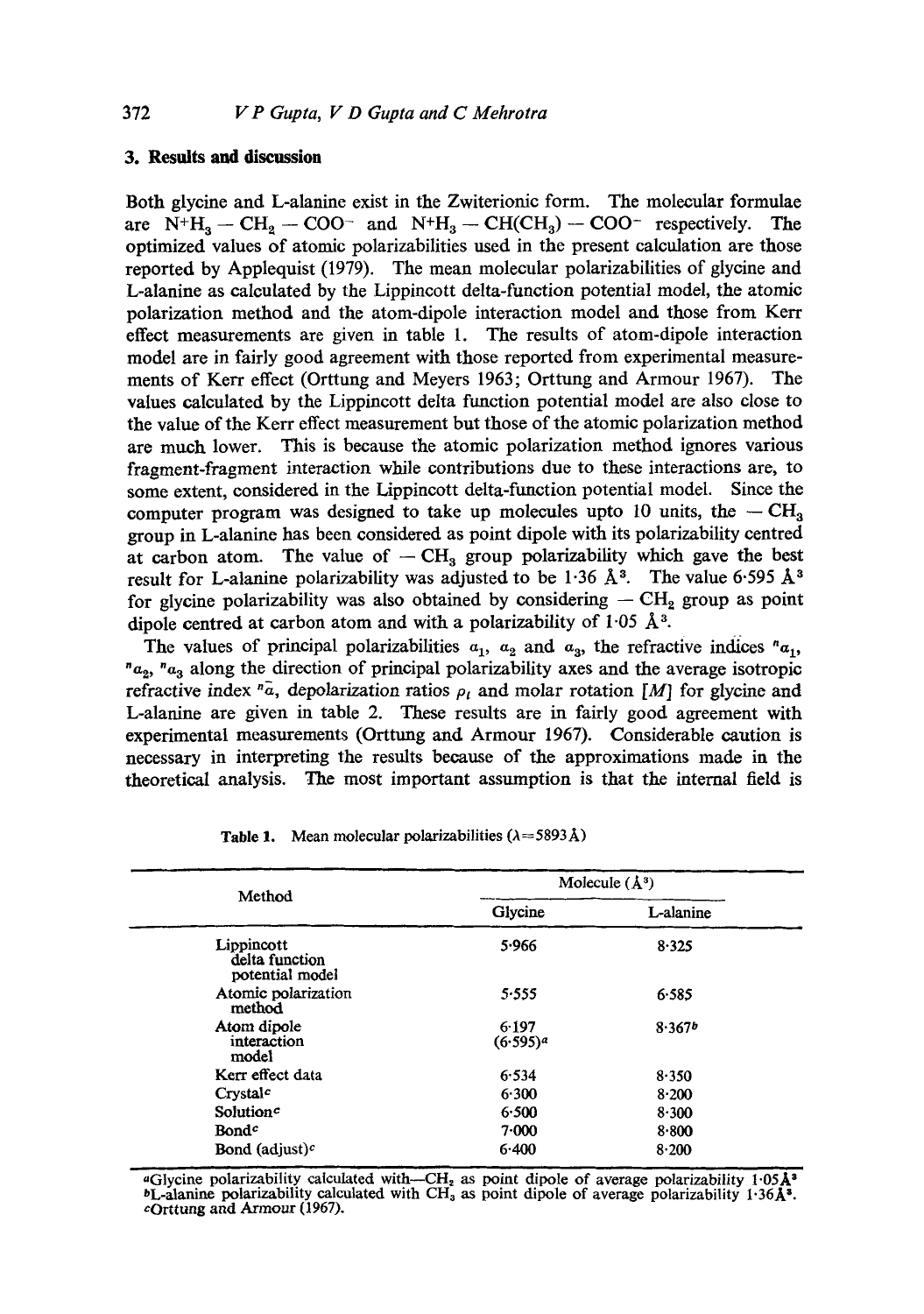## 3. Results and discussion

Both glycine and L-alanine exist in the Zwiterionic form. The molecular formulae are $N^{+}H_3 - CH_2 - COO^{-}$ and $N^{+}H_3 - CH(CH_3) - COO^{-}$ respectively. The optimized values of atomic polarizabilities used in the present calculation are those reported by Applequist (1979). The mean molecular polarizabilities of glycine and L-alanine as calculated by the Lippincott delta-function potential model, the atomic polarization method and the atom-dipole interaction model and those from Kerr effect measurements are given in table 1. The results of atom-dipole interaction model are in fairly good agreement with those reported from experimental measurements of Kerr effect (Orttung and Meyers 1963; Orttung and Armour 1967). The values calculated by the Lippincott delta function potential model are also close to the value of the Kerr effect measurement but those of the atomic polarization method are much lower. This is because the atomic polarization method ignores various fragment-fragment interaction while contributions due to these interactions are, to some extent, considered in the Lippincott delta-function potential model. Since the computer program was designed to take up molecules upto 10 units, the $- CH_3$ group in L-alanine has been considered as point dipole with its polarizability centred at carbon atom. The value of $- CH_3$ group polarizability which gave the best result for L-alanine polarizability was adjusted to be 1·36 Å$^3$. The value 6·595 Å$^3$ for glycine polarizability was also obtained by considering $- CH_2$ group as point dipole centred at carbon atom and with a polarizability of 1·05 Å$^3$.

The values of principal polarizabilities $a_1$, $a_2$ and $a_3$, the refractive indices ${}^n a_1$, ${}^n a_2$, ${}^n a_3$ along the direction of principal polarizability axes and the average isotropic refractive index ${}^n \bar{a}$, depolarization ratios $\rho_t$ and molar rotation $[M]$ for glycine and L-alanine are given in table 2. These results are in fairly good agreement with experimental measurements (Orttung and Armour 1967). Considerable caution is necessary in interpreting the results because of the approximations made in the theoretical analysis. The most important assumption is that the internal field is

**Table 1.** Mean molecular polarizabilities ($\lambda$=5893 Å)

| Method | Molecule (Å$^3$) | |
|---|---|---|
| | Glycine | L-alanine |
| Lippincott delta function potential model | 5·966 | 8·325 |
| Atomic polarization method | 5·555 | 6·585 |
| Atom dipole interaction model | 6·197 (6·595)[a] | 8·367[b] |
| Kerr effect data | 6·534 | 8·350 |
| Crystal[c] | 6·300 | 8·200 |
| Solution[c] | 6·500 | 8·300 |
| Bond[c] | 7·000 | 8·800 |
| Bond (adjust)[c] | 6·400 | 8·200 |

[a]Glycine polarizability calculated with—$CH_2$ as point dipole of average polarizability 1·05 Å$^3$
[b]L-alanine polarizability calculated with $CH_3$ as point dipole of average polarizability 1·36 Å$^3$.
[c]Orttung and Armour (1967).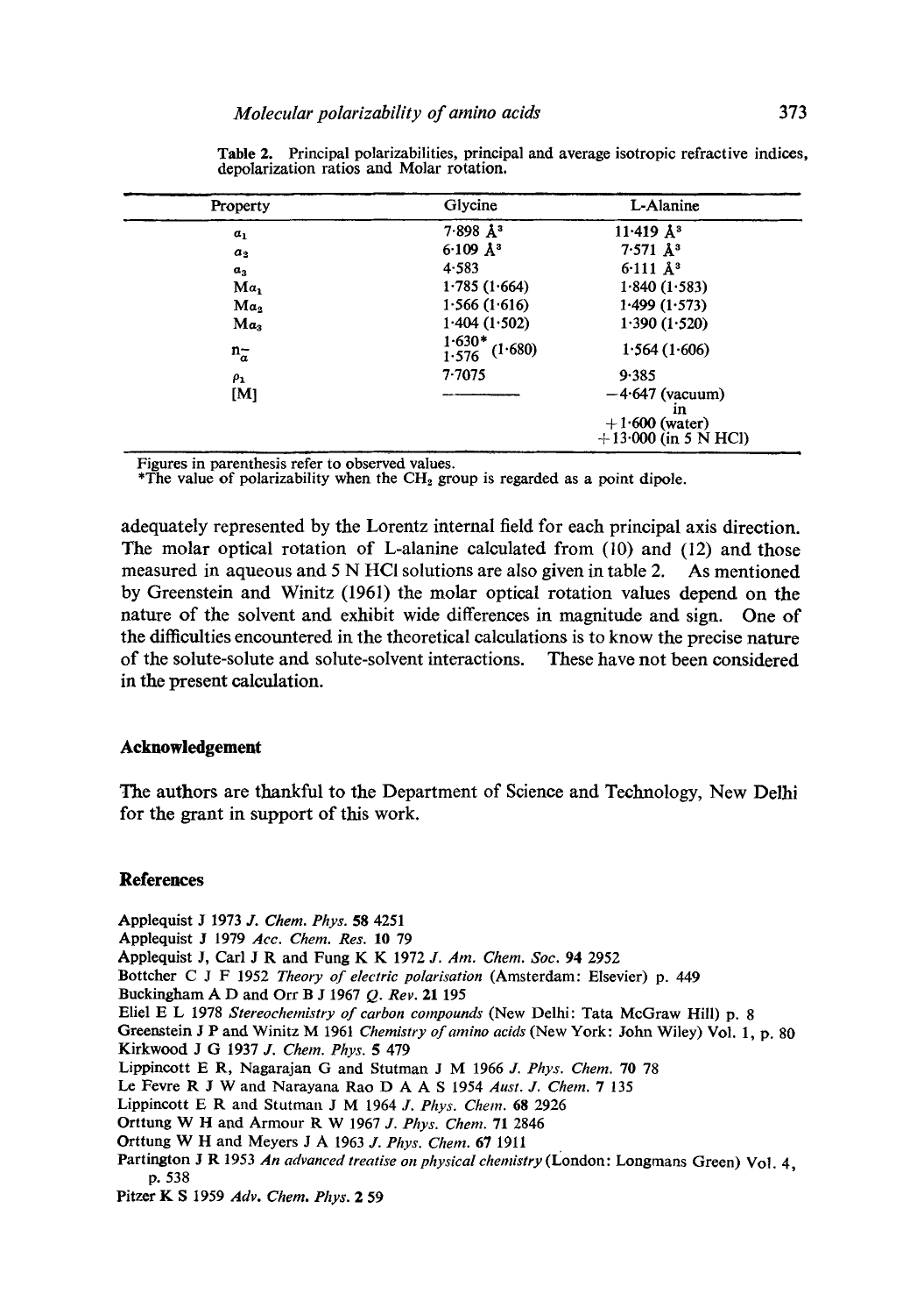Table 2. Principal polarizabilities, principal and average isotropic refractive indices, depolarization ratios and Molar rotation.

| Property | Glycine | L-Alanine |
|---|---|---|
| $\alpha_1$ | 7·898 Å$^3$ | 11·419 Å$^3$ |
| $\alpha_2$ | 6·109 Å$^3$ | 7·571 Å$^3$ |
| $\alpha_3$ | 4·583 | 6·111 Å$^3$ |
| $M\alpha_1$ | 1·785 (1·664) | 1·840 (1·583) |
| $M\alpha_2$ | 1·566 (1·616) | 1·499 (1·573) |
| $M\alpha_3$ | 1·404 (1·502) | 1·390 (1·520) |
| $n_{\bar{\alpha}}$ | 1·630* 1·576 (1·680) | 1·564 (1·606) |
| $\rho_1$ | 7·7075 | 9·385 |
| [M] | ——— | −4·647 (vacuum) in +1·600 (water) +13·000 (in 5 N HCl) |

Figures in parenthesis refer to observed values.
*The value of polarizability when the $CH_2$ group is regarded as a point dipole.

adequately represented by the Lorentz internal field for each principal axis direction. The molar optical rotation of L-alanine calculated from (10) and (12) and those measured in aqueous and 5 N HCl solutions are also given in table 2. As mentioned by Greenstein and Winitz (1961) the molar optical rotation values depend on the nature of the solvent and exhibit wide differences in magnitude and sign. One of the difficulties encountered in the theoretical calculations is to know the precise nature of the solute-solute and solute-solvent interactions. These have not been considered in the present calculation.

## Acknowledgement

The authors are thankful to the Department of Science and Technology, New Delhi for the grant in support of this work.

## References

Applequist J 1973 *J. Chem. Phys.* **58** 4251

Applequist J 1979 *Acc. Chem. Res.* **10** 79

Applequist J, Carl J R and Fung K K 1972 *J. Am. Chem. Soc.* **94** 2952

Bottcher C J F 1952 *Theory of electric polarisation* (Amsterdam: Elsevier) p. 449

Buckingham A D and Orr B J 1967 *Q. Rev.* **21** 195

Eliel E L 1978 *Stereochemistry of carbon compounds* (New Delhi: Tata McGraw Hill) p. 8

Greenstein J P and Winitz M 1961 *Chemistry of amino acids* (New York: John Wiley) Vol. 1, p. 80

Kirkwood J G 1937 *J. Chem. Phys.* **5** 479

Lippincott E R, Nagarajan G and Stutman J M 1966 *J. Phys. Chem.* **70** 78

Le Fevre R J W and Narayana Rao D A A S 1954 *Aust. J. Chem.* **7** 135

Lippincott E R and Stutman J M 1964 *J. Phys. Chem.* **68** 2926

Orttung W H and Armour R W 1967 *J. Phys. Chem.* **71** 2846

Orttung W H and Meyers J A 1963 *J. Phys. Chem.* **67** 1911

Partington J R 1953 *An advanced treatise on physical chemistry* (London: Longmans Green) Vol. 4, p. 538

Pitzer K S 1959 *Adv. Chem. Phys.* **2** 59